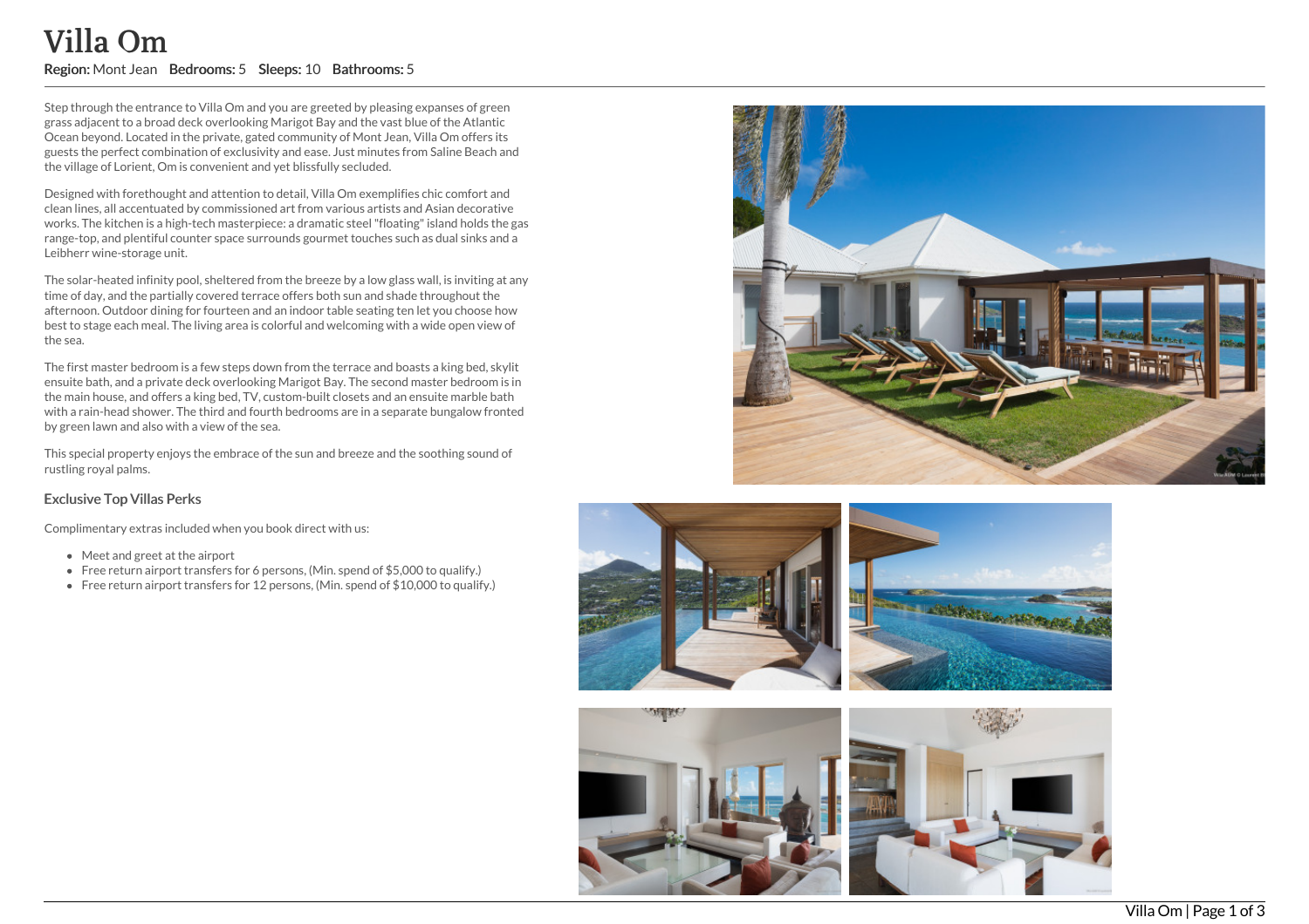# Villa Om

**Region:** Mont Jean **Bedrooms:** 5 **Sleeps:** 10 **Bathrooms:** 5

Step through the entrance to Villa Om and you are greeted by pleasing expanses of green grass adjacent to a broad deck overlooking Marigot Bay and the vast blue of the Atlantic Ocean beyond. Located in the private, gated community of Mont Jean, Villa Om offers its guests the perfect combination of exclusivity and ease. Just minutes from Saline Beach and the village of Lorient, Om is convenient and yet blissfully secluded.

Designed with forethought and attention to detail, Villa Om exemplifies chic comfort and clean lines, all accentuated by commissioned art from various artists and Asian decorative works. The kitchen is a high-tech masterpiece: a dramatic steel "floating" island holds the gas range-top, and plentiful counter space surrounds gourmet touches such as dual sinks and a Leibherr wine-storage unit.

The solar-heated infinity pool, sheltered from the breeze by a low glass wall, is inviting at any time of day, and the partially covered terrace offers both sun and shade throughout the afternoon. Outdoor dining for fourteen and an indoor table seating ten let you choose how best to stage each meal. The living area is colorful and welcoming with a wide open view of the sea.

The first master bedroom is a few steps down from the terrace and boasts a king bed, skylit ensuite bath, and a private deck overlooking Marigot Bay. The second master bedroom is in the main house, and offers a king bed, TV, custom-built closets and an ensuite marble bath with a rain-head shower. The third and fourth bedrooms are in a separate bungalow fronted by green lawn and also with a view of the sea.

This special property enjoys the embrace of the sun and breeze and the soothing sound of rustling royal palms.

### Exclusive Top Villas Perks

Complimentary extras included when you book direct with us:

- Meet and greet at the airport
- Free return airport transfers for 6 persons, (Min. spend of $5,000 to qualify.)
- Free return airport transfers for 12 persons, (Min. spend of $10,000 to qualify.)